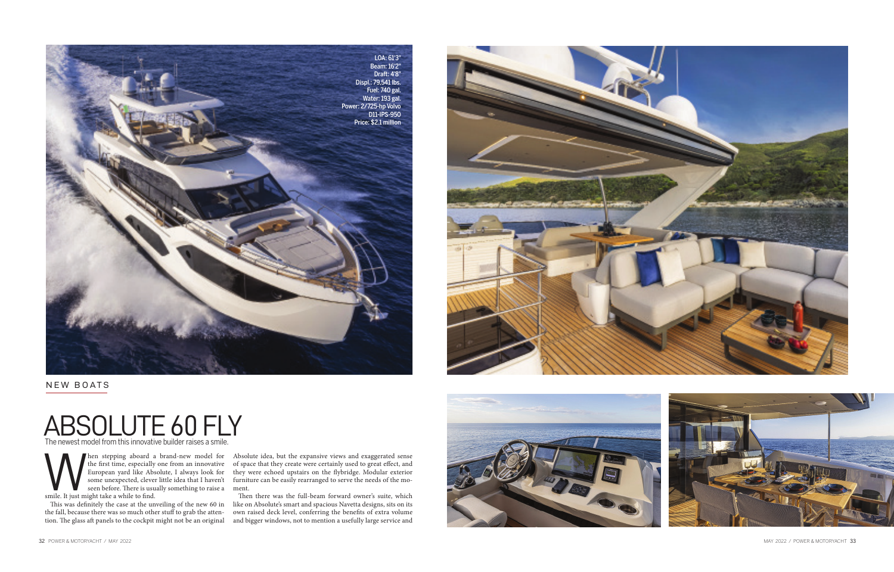LOA: 61'3"
Beam: 16'2"
Draft: 4'8"
Displ.: 79,541 lbs.
Fuel: 740 gal.
Water: 193 gal.
Power: 2/725-hp Volvo D11-IPS-950
Price: $2.1 million

NEW BOATS

# ABSOLUTE 60 FLY

The newest model from this innovative builder raises a smile.

When stepping aboard a brand-new model for the first time, especially one from an innovative European yard like Absolute, I always look for some unexpected, clever little idea that I haven't seen before. There is usually something to raise a smile. It just might take a while to find.

This was definitely the case at the unveiling of the new 60 in the fall, because there was so much other stuff to grab the attention. The glass aft panels to the cockpit might not be an original Absolute idea, but the expansive views and exaggerated sense of space that they create were certainly used to great effect, and they were echoed upstairs on the flybridge. Modular exterior furniture can be easily rearranged to serve the needs of the moment.

Then there was the full-beam forward owner's suite, which like on Absolute's smart and spacious Navetta designs, sits on its own raised deck level, conferring the benefits of extra volume and bigger windows, not to mention a usefully large service and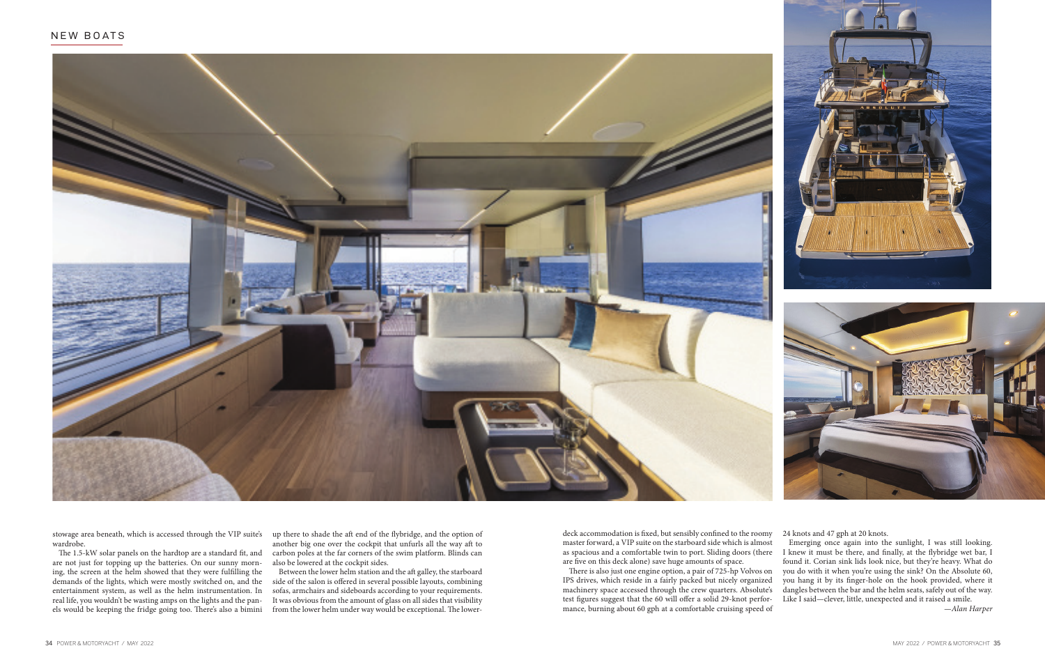stowage area beneath, which is accessed through the VIP suite's wardrobe.

The 1.5-kW solar panels on the hardtop are a standard fit, and are not just for topping up the batteries. On our sunny morning, the screen at the helm showed that they were fulfilling the demands of the lights, which were mostly switched on, and the entertainment system, as well as the helm instrumentation. In real life, you wouldn't be wasting amps on the lights and the panels would be keeping the fridge going too. There's also a bimini up there to shade the aft end of the flybridge, and the option of another big one over the cockpit that unfurls all the way aft to carbon poles at the far corners of the swim platform. Blinds can also be lowered at the cockpit sides.

Between the lower helm station and the aft galley, the starboard side of the salon is offered in several possible layouts, combining sofas, armchairs and sideboards according to your requirements. It was obvious from the amount of glass on all sides that visibility from the lower helm under way would be exceptional. The lower-deck accommodation is fixed, but sensibly confined to the roomy master forward, a VIP suite on the starboard side which is almost as spacious and a comfortable twin to port. Sliding doors (there are five on this deck alone) save huge amounts of space.

There is also just one engine option, a pair of 725-hp Volvos on IPS drives, which reside in a fairly packed but nicely organized machinery space accessed through the crew quarters. Absolute's test figures suggest that the 60 will offer a solid 29-knot performance, burning about 60 gph at a comfortable cruising speed of 24 knots and 47 gph at 20 knots.

Emerging once again into the sunlight, I was still looking. I knew it must be there, and finally, at the flybridge wet bar, I found it. Corian sink lids look nice, but they're heavy. What do you do with it when you're using the sink? On the Absolute 60, you hang it by its finger-hole on the hook provided, where it dangles between the bar and the helm seats, safely out of the way. Like I said—clever, little, unexpected and it raised a smile.

*—Alan Harper*